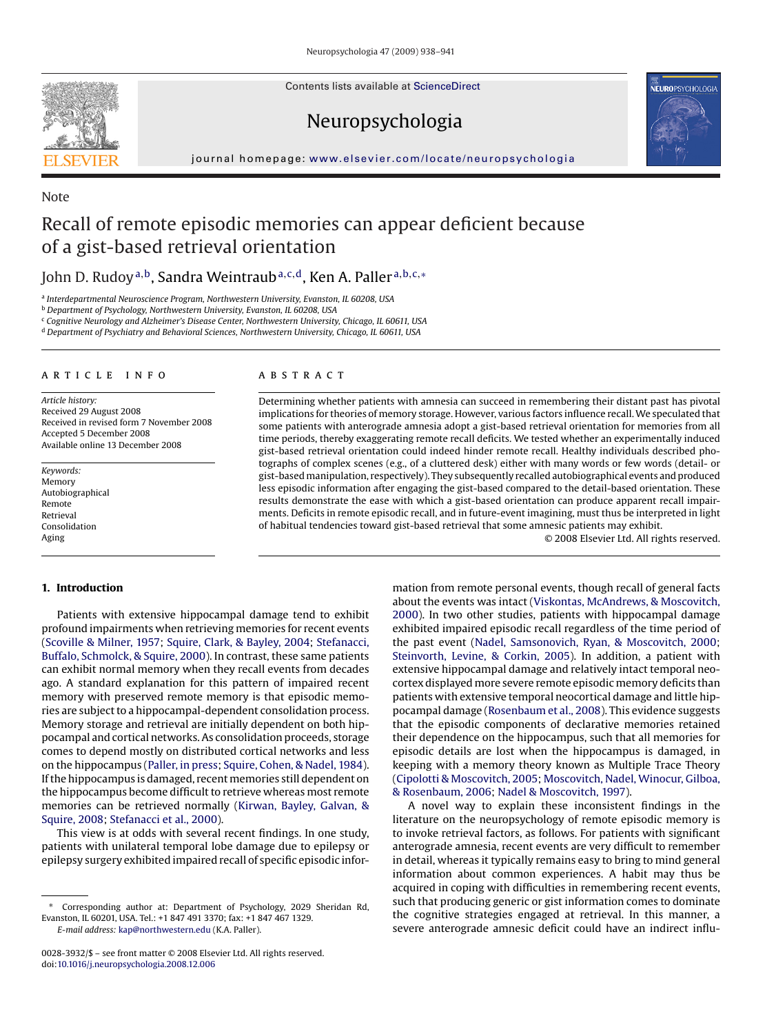Note

# Recall of remote episodic memories can appear deficient because of a gist-based retrieval orientation

John D. Rudoy[a,b], Sandra Weintraub[a,c,d], Ken A. Paller[a,b,c,*]

[a] Interdepartmental Neuroscience Program, Northwestern University, Evanston, IL 60208, USA
[b] Department of Psychology, Northwestern University, Evanston, IL 60208, USA
[c] Cognitive Neurology and Alzheimer's Disease Center, Northwestern University, Chicago, IL 60611, USA
[d] Department of Psychiatry and Behavioral Sciences, Northwestern University, Chicago, IL 60611, USA

**ARTICLE INFO**

*Article history:*
Received 29 August 2008
Received in revised form 7 November 2008
Accepted 5 December 2008
Available online 13 December 2008

*Keywords:*
Memory
Autobiographical
Remote
Retrieval
Consolidation
Aging

**ABSTRACT**

Determining whether patients with amnesia can succeed in remembering their distant past has pivotal implications for theories of memory storage. However, various factors influence recall. We speculated that some patients with anterograde amnesia adopt a gist-based retrieval orientation for memories from all time periods, thereby exaggerating remote recall deficits. We tested whether an experimentally induced gist-based retrieval orientation could indeed hinder remote recall. Healthy individuals described photographs of complex scenes (e.g., of a cluttered desk) either with many words or few words (detail- or gist-based manipulation, respectively). They subsequently recalled autobiographical events and produced less episodic information after engaging the gist-based compared to the detail-based orientation. These results demonstrate the ease with which a gist-based orientation can produce apparent recall impairments. Deficits in remote episodic recall, and in future-event imagining, must thus be interpreted in light of habitual tendencies toward gist-based retrieval that some amnesic patients may exhibit.

© 2008 Elsevier Ltd. All rights reserved.

## 1. Introduction

Patients with extensive hippocampal damage tend to exhibit profound impairments when retrieving memories for recent events (Scoville & Milner, 1957; Squire, Clark, & Bayley, 2004; Stefanacci, Buffalo, Schmolck, & Squire, 2000). In contrast, these same patients can exhibit normal memory when they recall events from decades ago. A standard explanation for this pattern of impaired recent memory with preserved remote memory is that episodic memories are subject to a hippocampal-dependent consolidation process. Memory storage and retrieval are initially dependent on both hippocampal and cortical networks. As consolidation proceeds, storage comes to depend mostly on distributed cortical networks and less on the hippocampus (Paller, in press; Squire, Cohen, & Nadel, 1984). If the hippocampus is damaged, recent memories still dependent on the hippocampus become difficult to retrieve whereas most remote memories can be retrieved normally (Kirwan, Bayley, Galvan, & Squire, 2008; Stefanacci et al., 2000).

This view is at odds with several recent findings. In one study, patients with unilateral temporal lobe damage due to epilepsy or epilepsy surgery exhibited impaired recall of specific episodic information from remote personal events, though recall of general facts about the events was intact (Viskontas, McAndrews, & Moscovitch, 2000). In two other studies, patients with hippocampal damage exhibited impaired episodic recall regardless of the time period of the past event (Nadel, Samsonovich, Ryan, & Moscovitch, 2000; Steinvorth, Levine, & Corkin, 2005). In addition, a patient with extensive hippocampal damage and relatively intact temporal neocortex displayed more severe remote episodic memory deficits than patients with extensive temporal neocortical damage and little hippocampal damage (Rosenbaum et al., 2008). This evidence suggests that the episodic components of declarative memories retained their dependence on the hippocampus, such that all memories for episodic details are lost when the hippocampus is damaged, in keeping with a memory theory known as Multiple Trace Theory (Cipolotti & Moscovitch, 2005; Moscovitch, Nadel, Winocur, Gilboa, & Rosenbaum, 2006; Nadel & Moscovitch, 1997).

A novel way to explain these inconsistent findings in the literature on the neuropsychology of remote episodic memory is to invoke retrieval factors, as follows. For patients with significant anterograde amnesia, recent events are very difficult to remember in detail, whereas it typically remains easy to bring to mind general information about common experiences. A habit may thus be acquired in coping with difficulties in remembering recent events, such that producing generic or gist information comes to dominate the cognitive strategies engaged at retrieval. In this manner, a severe anterograde amnesic deficit could have an indirect influ-

\* Corresponding author at: Department of Psychology, 2029 Sheridan Rd, Evanston, IL 60201, USA. Tel.: +1 847 491 3370; fax: +1 847 467 1329.
*E-mail address:* kap@northwestern.edu (K.A. Paller).

0028-3932/$ – see front matter © 2008 Elsevier Ltd. All rights reserved.
doi:10.1016/j.neuropsychologia.2008.12.006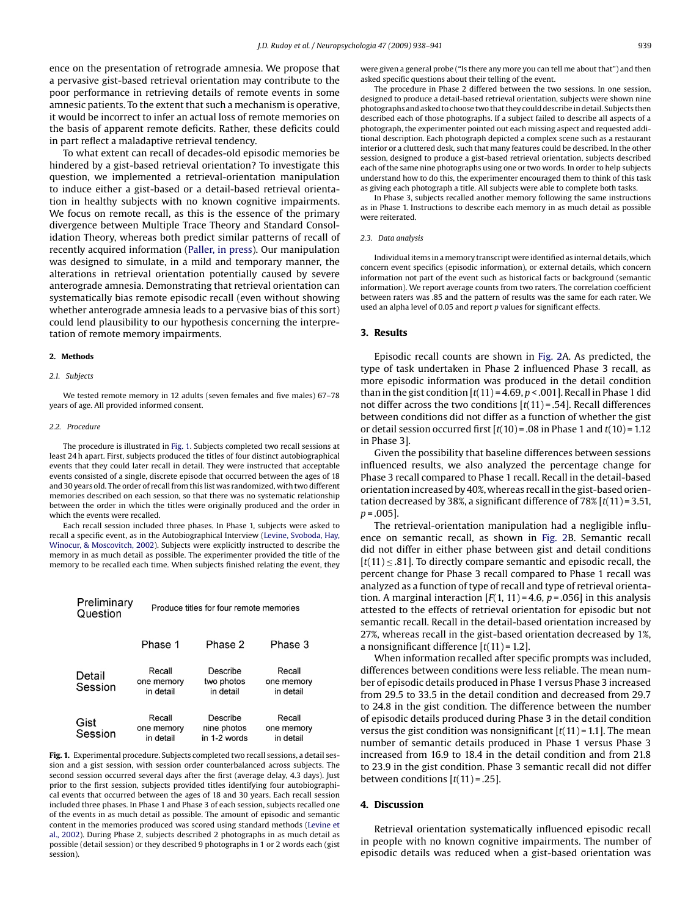ence on the presentation of retrograde amnesia. We propose that a pervasive gist-based retrieval orientation may contribute to the poor performance in retrieving details of remote events in some amnesic patients. To the extent that such a mechanism is operative, it would be incorrect to infer an actual loss of remote memories on the basis of apparent remote deficits. Rather, these deficits could in part reflect a maladaptive retrieval tendency.

To what extent can recall of decades-old episodic memories be hindered by a gist-based retrieval orientation? To investigate this question, we implemented a retrieval-orientation manipulation to induce either a gist-based or a detail-based retrieval orientation in healthy subjects with no known cognitive impairments. We focus on remote recall, as this is the essence of the primary divergence between Multiple Trace Theory and Standard Consolidation Theory, whereas both predict similar patterns of recall of recently acquired information (Paller, in press). Our manipulation was designed to simulate, in a mild and temporary manner, the alterations in retrieval orientation potentially caused by severe anterograde amnesia. Demonstrating that retrieval orientation can systematically bias remote episodic recall (even without showing whether anterograde amnesia leads to a pervasive bias of this sort) could lend plausibility to our hypothesis concerning the interpretation of remote memory impairments.

## 2. Methods

### 2.1. Subjects

We tested remote memory in 12 adults (seven females and five males) 67–78 years of age. All provided informed consent.

### 2.2. Procedure

The procedure is illustrated in Fig. 1. Subjects completed two recall sessions at least 24 h apart. First, subjects produced the titles of four distinct autobiographical events that they could later recall in detail. They were instructed that acceptable events consisted of a single, discrete episode that occurred between the ages of 18 and 30 years old. The order of recall from this list was randomized, with two different memories described on each session, so that there was no systematic relationship between the order in which the titles were originally produced and the order in which the events were recalled.

Each recall session included three phases. In Phase 1, subjects were asked to recall a specific event, as in the Autobiographical Interview (Levine, Svoboda, Hay, Winocur, & Moscovitch, 2002). Subjects were explicitly instructed to describe the memory in as much detail as possible. The experimenter provided the title of the memory to be recalled each time. When subjects finished relating the event, they were given a general probe ("Is there any more you can tell me about that") and then asked specific questions about their telling of the event.

The procedure in Phase 2 differed between the two sessions. In one session, designed to produce a detail-based retrieval orientation, subjects were shown nine photographs and asked to choose two that they could describe in detail. Subjects then described each of those photographs. If a subject failed to describe all aspects of a photograph, the experimenter pointed out each missing aspect and requested additional description. Each photograph depicted a complex scene such as a restaurant interior or a cluttered desk, such that many features could be described. In the other session, designed to produce a gist-based retrieval orientation, subjects described each of the same nine photographs using one or two words. In order to help subjects understand how to do this, the experimenter encouraged them to think of this task as giving each photograph a title. All subjects were able to complete both tasks.

In Phase 3, subjects recalled another memory following the same instructions as in Phase 1. Instructions to describe each memory in as much detail as possible were reiterated.

| Preliminary Question | Produce titles for four remote memories | | |
|---|---|---|---|
| | Phase 1 | Phase 2 | Phase 3 |
| Detail Session | Recall one memory in detail | Describe two photos in detail | Recall one memory in detail |
| Gist Session | Recall one memory in detail | Describe nine photos in 1-2 words | Recall one memory in detail |

**Fig. 1.** Experimental procedure. Subjects completed two recall sessions, a detail session and a gist session, with session order counterbalanced across subjects. The second session occurred several days after the first (average delay, 4.3 days). Just prior to the first session, subjects provided titles identifying four autobiographical events that occurred between the ages of 18 and 30 years. Each recall session included three phases. In Phase 1 and Phase 3 of each session, subjects recalled one of the events in as much detail as possible. The amount of episodic and semantic content in the memories produced was scored using standard methods (Levine et al., 2002). During Phase 2, subjects described 2 photographs in as much detail as possible (detail session) or they described 9 photographs in 1 or 2 words each (gist session).

### 2.3. Data analysis

Individual items in a memory transcript were identified as internal details, which concern event specifics (episodic information), or external details, which concern information not part of the event such as historical facts or background (semantic information). We report average counts from two raters. The correlation coefficient between raters was .85 and the pattern of results was the same for each rater. We used an alpha level of 0.05 and report $p$ values for significant effects.

## 3. Results

Episodic recall counts are shown in Fig. 2A. As predicted, the type of task undertaken in Phase 2 influenced Phase 3 recall, as more episodic information was produced in the detail condition than in the gist condition [$t(11) = 4.69$, $p < .001$]. Recall in Phase 1 did not differ across the two conditions [$t(11) = .54$]. Recall differences between conditions did not differ as a function of whether the gist or detail session occurred first [$t(10) = .08$ in Phase 1 and $t(10) = 1.12$ in Phase 3].

Given the possibility that baseline differences between sessions influenced results, we also analyzed the percentage change for Phase 3 recall compared to Phase 1 recall. Recall in the detail-based orientation increased by 40%, whereas recall in the gist-based orientation decreased by 38%, a significant difference of 78% [$t(11) = 3.51$, $p = .005$].

The retrieval-orientation manipulation had a negligible influence on semantic recall, as shown in Fig. 2B. Semantic recall did not differ in either phase between gist and detail conditions [$t(11) \leq .81$]. To directly compare semantic and episodic recall, the percent change for Phase 3 recall compared to Phase 1 recall was analyzed as a function of type of recall and type of retrieval orientation. A marginal interaction [$F(1, 11) = 4.6$, $p = .056$] in this analysis attested to the effects of retrieval orientation for episodic but not semantic recall. Recall in the detail-based orientation increased by 27%, whereas recall in the gist-based orientation decreased by 1%, a nonsignificant difference [$t(11) = 1.2$].

When information recalled after specific prompts was included, differences between conditions were less reliable. The mean number of episodic details produced in Phase 1 versus Phase 3 increased from 29.5 to 33.5 in the detail condition and decreased from 29.7 to 24.8 in the gist condition. The difference between the number of episodic details produced during Phase 3 in the detail condition versus the gist condition was nonsignificant [$t(11) = 1.1$]. The mean number of semantic details produced in Phase 1 versus Phase 3 increased from 16.9 to 18.4 in the detail condition and from 21.8 to 23.9 in the gist condition. Phase 3 semantic recall did not differ between conditions [$t(11) = .25$].

## 4. Discussion

Retrieval orientation systematically influenced episodic recall in people with no known cognitive impairments. The number of episodic details was reduced when a gist-based orientation was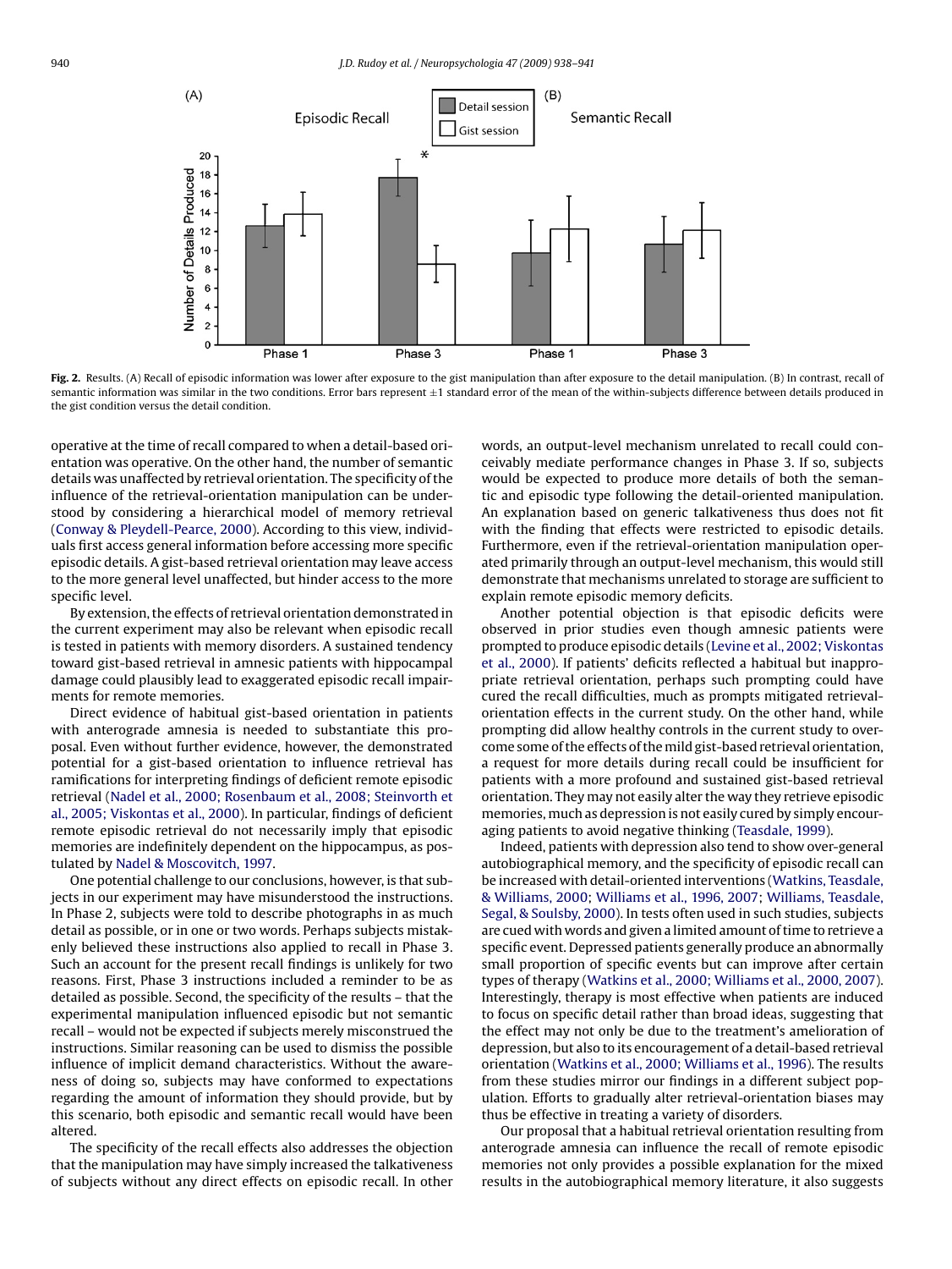**Fig. 2.** Results. (A) Recall of episodic information was lower after exposure to the gist manipulation than after exposure to the detail manipulation. (B) In contrast, recall of semantic information was similar in the two conditions. Error bars represent ±1 standard error of the mean of the within-subjects difference between details produced in the gist condition versus the detail condition.

operative at the time of recall compared to when a detail-based orientation was operative. On the other hand, the number of semantic details was unaffected by retrieval orientation. The specificity of the influence of the retrieval-orientation manipulation can be understood by considering a hierarchical model of memory retrieval (Conway & Pleydell-Pearce, 2000). According to this view, individuals first access general information before accessing more specific episodic details. A gist-based retrieval orientation may leave access to the more general level unaffected, but hinder access to the more specific level.

By extension, the effects of retrieval orientation demonstrated in the current experiment may also be relevant when episodic recall is tested in patients with memory disorders. A sustained tendency toward gist-based retrieval in amnesic patients with hippocampal damage could plausibly lead to exaggerated episodic recall impairments for remote memories.

Direct evidence of habitual gist-based orientation in patients with anterograde amnesia is needed to substantiate this proposal. Even without further evidence, however, the demonstrated potential for a gist-based orientation to influence retrieval has ramifications for interpreting findings of deficient remote episodic retrieval (Nadel et al., 2000; Rosenbaum et al., 2008; Steinvorth et al., 2005; Viskontas et al., 2000). In particular, findings of deficient remote episodic retrieval do not necessarily imply that episodic memories are indefinitely dependent on the hippocampus, as postulated by Nadel & Moscovitch, 1997.

One potential challenge to our conclusions, however, is that subjects in our experiment may have misunderstood the instructions. In Phase 2, subjects were told to describe photographs in as much detail as possible, or in one or two words. Perhaps subjects mistakenly believed these instructions also applied to recall in Phase 3. Such an account for the present recall findings is unlikely for two reasons. First, Phase 3 instructions included a reminder to be as detailed as possible. Second, the specificity of the results – that the experimental manipulation influenced episodic but not semantic recall – would not be expected if subjects merely misconstrued the instructions. Similar reasoning can be used to dismiss the possible influence of implicit demand characteristics. Without the awareness of doing so, subjects may have conformed to expectations regarding the amount of information they should provide, but by this scenario, both episodic and semantic recall would have been altered.

The specificity of the recall effects also addresses the objection that the manipulation may have simply increased the talkativeness of subjects without any direct effects on episodic recall. In other words, an output-level mechanism unrelated to recall could conceivably mediate performance changes in Phase 3. If so, subjects would be expected to produce more details of both the semantic and episodic type following the detail-oriented manipulation. An explanation based on generic talkativeness thus does not fit with the finding that effects were restricted to episodic details. Furthermore, even if the retrieval-orientation manipulation operated primarily through an output-level mechanism, this would still demonstrate that mechanisms unrelated to storage are sufficient to explain remote episodic memory deficits.

Another potential objection is that episodic deficits were observed in prior studies even though amnesic patients were prompted to produce episodic details (Levine et al., 2002; Viskontas et al., 2000). If patients' deficits reflected a habitual but inappropriate retrieval orientation, perhaps such prompting could have cured the recall difficulties, much as prompts mitigated retrieval-orientation effects in the current study. On the other hand, while prompting did allow healthy controls in the current study to overcome some of the effects of the mild gist-based retrieval orientation, a request for more details during recall could be insufficient for patients with a more profound and sustained gist-based retrieval orientation. They may not easily alter the way they retrieve episodic memories, much as depression is not easily cured by simply encouraging patients to avoid negative thinking (Teasdale, 1999).

Indeed, patients with depression also tend to show over-general autobiographical memory, and the specificity of episodic recall can be increased with detail-oriented interventions (Watkins, Teasdale, & Williams, 2000; Williams et al., 1996, 2007; Williams, Teasdale, Segal, & Soulsby, 2000). In tests often used in such studies, subjects are cued with words and given a limited amount of time to retrieve a specific event. Depressed patients generally produce an abnormally small proportion of specific events but can improve after certain types of therapy (Watkins et al., 2000; Williams et al., 2000, 2007). Interestingly, therapy is most effective when patients are induced to focus on specific detail rather than broad ideas, suggesting that the effect may not only be due to the treatment's amelioration of depression, but also to its encouragement of a detail-based retrieval orientation (Watkins et al., 2000; Williams et al., 1996). The results from these studies mirror our findings in a different subject population. Efforts to gradually alter retrieval-orientation biases may thus be effective in treating a variety of disorders.

Our proposal that a habitual retrieval orientation resulting from anterograde amnesia can influence the recall of remote episodic memories not only provides a possible explanation for the mixed results in the autobiographical memory literature, it also suggests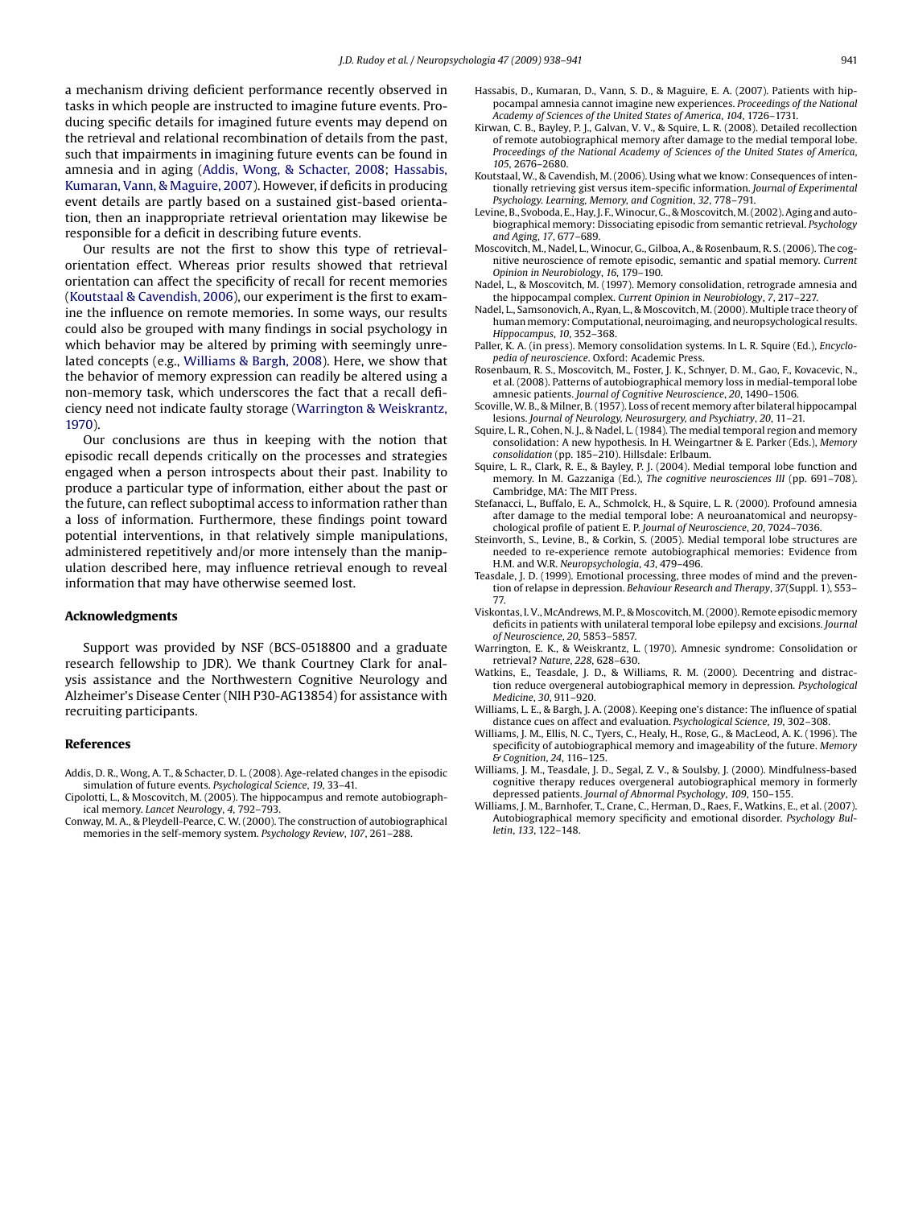a mechanism driving deficient performance recently observed in tasks in which people are instructed to imagine future events. Producing specific details for imagined future events may depend on the retrieval and relational recombination of details from the past, such that impairments in imagining future events can be found in amnesia and in aging (Addis, Wong, & Schacter, 2008; Hassabis, Kumaran, Vann, & Maguire, 2007). However, if deficits in producing event details are partly based on a sustained gist-based orientation, then an inappropriate retrieval orientation may likewise be responsible for a deficit in describing future events.

Our results are not the first to show this type of retrieval-orientation effect. Whereas prior results showed that retrieval orientation can affect the specificity of recall for recent memories (Koutstaal & Cavendish, 2006), our experiment is the first to examine the influence on remote memories. In some ways, our results could also be grouped with many findings in social psychology in which behavior may be altered by priming with seemingly unrelated concepts (e.g., Williams & Bargh, 2008). Here, we show that the behavior of memory expression can readily be altered using a non-memory task, which underscores the fact that a recall deficiency need not indicate faulty storage (Warrington & Weiskrantz, 1970).

Our conclusions are thus in keeping with the notion that episodic recall depends critically on the processes and strategies engaged when a person introspects about their past. Inability to produce a particular type of information, either about the past or the future, can reflect suboptimal access to information rather than a loss of information. Furthermore, these findings point toward potential interventions, in that relatively simple manipulations, administered repetitively and/or more intensely than the manipulation described here, may influence retrieval enough to reveal information that may have otherwise seemed lost.

## Acknowledgments

Support was provided by NSF (BCS-0518800 and a graduate research fellowship to JDR). We thank Courtney Clark for analysis assistance and the Northwestern Cognitive Neurology and Alzheimer's Disease Center (NIH P30-AG13854) for assistance with recruiting participants.

## References

Addis, D. R., Wong, A. T., & Schacter, D. L. (2008). Age-related changes in the episodic simulation of future events. *Psychological Science*, *19*, 33–41.

Cipolotti, L., & Moscovitch, M. (2005). The hippocampus and remote autobiographical memory. *Lancet Neurology*, *4*, 792–793.

Conway, M. A., & Pleydell-Pearce, C. W. (2000). The construction of autobiographical memories in the self-memory system. *Psychology Review*, *107*, 261–288.

Hassabis, D., Kumaran, D., Vann, S. D., & Maguire, E. A. (2007). Patients with hippocampal amnesia cannot imagine new experiences. *Proceedings of the National Academy of Sciences of the United States of America*, *104*, 1726–1731.

Kirwan, C. B., Bayley, P. J., Galvan, V. V., & Squire, L. R. (2008). Detailed recollection of remote autobiographical memory after damage to the medial temporal lobe. *Proceedings of the National Academy of Sciences of the United States of America*, *105*, 2676–2680.

Koutstaal, W., & Cavendish, M. (2006). Using what we know: Consequences of intentionally retrieving gist versus item-specific information. *Journal of Experimental Psychology. Learning, Memory, and Cognition*, *32*, 778–791.

Levine, B., Svoboda, E., Hay, J. F., Winocur, G., & Moscovitch, M. (2002). Aging and autobiographical memory: Dissociating episodic from semantic retrieval. *Psychology and Aging*, *17*, 677–689.

Moscovitch, M., Nadel, L., Winocur, G., Gilboa, A., & Rosenbaum, R. S. (2006). The cognitive neuroscience of remote episodic, semantic and spatial memory. *Current Opinion in Neurobiology*, *16*, 179–190.

Nadel, L., & Moscovitch, M. (1997). Memory consolidation, retrograde amnesia and the hippocampal complex. *Current Opinion in Neurobiology*, *7*, 217–227.

Nadel, L., Samsonovich, A., Ryan, L., & Moscovitch, M. (2000). Multiple trace theory of human memory: Computational, neuroimaging, and neuropsychological results. *Hippocampus*, *10*, 352–368.

Paller, K. A. (in press). Memory consolidation systems. In L. R. Squire (Ed.), *Encyclopedia of neuroscience*. Oxford: Academic Press.

Rosenbaum, R. S., Moscovitch, M., Foster, J. K., Schnyer, D. M., Gao, F., Kovacevic, N., et al. (2008). Patterns of autobiographical memory loss in medial-temporal lobe amnesic patients. *Journal of Cognitive Neuroscience*, *20*, 1490–1506.

Scoville, W. B., & Milner, B. (1957). Loss of recent memory after bilateral hippocampal lesions. *Journal of Neurology, Neurosurgery, and Psychiatry*, *20*, 11–21.

Squire, L. R., Cohen, N. J., & Nadel, L. (1984). The medial temporal region and memory consolidation: A new hypothesis. In H. Weingartner & E. Parker (Eds.), *Memory consolidation* (pp. 185–210). Hillsdale: Erlbaum.

Squire, L. R., Clark, R. E., & Bayley, P. J. (2004). Medial temporal lobe function and memory. In M. Gazzaniga (Ed.), *The cognitive neurosciences III* (pp. 691–708). Cambridge, MA: The MIT Press.

Stefanacci, L., Buffalo, E. A., Schmolck, H., & Squire, L. R. (2000). Profound amnesia after damage to the medial temporal lobe: A neuroanatomical and neuropsychological profile of patient E. P. *Journal of Neuroscience*, *20*, 7024–7036.

Steinvorth, S., Levine, B., & Corkin, S. (2005). Medial temporal lobe structures are needed to re-experience remote autobiographical memories: Evidence from H.M. and W.R. *Neuropsychologia*, *43*, 479–496.

Teasdale, J. D. (1999). Emotional processing, three modes of mind and the prevention of relapse in depression. *Behaviour Research and Therapy*, *37*(Suppl. 1), S53–77.

Viskontas, I. V., McAndrews, M. P., & Moscovitch, M. (2000). Remote episodic memory deficits in patients with unilateral temporal lobe epilepsy and excisions. *Journal of Neuroscience*, *20*, 5853–5857.

Warrington, E. K., & Weiskrantz, L. (1970). Amnesic syndrome: Consolidation or retrieval? *Nature*, *228*, 628–630.

Watkins, E., Teasdale, J. D., & Williams, R. M. (2000). Decentring and distraction reduce overgeneral autobiographical memory in depression. *Psychological Medicine*, *30*, 911–920.

Williams, L. E., & Bargh, J. A. (2008). Keeping one's distance: The influence of spatial distance cues on affect and evaluation. *Psychological Science*, *19*, 302–308.

Williams, J. M., Ellis, N. C., Tyers, C., Healy, H., Rose, G., & MacLeod, A. K. (1996). The specificity of autobiographical memory and imageability of the future. *Memory & Cognition*, *24*, 116–125.

Williams, J. M., Teasdale, J. D., Segal, Z. V., & Soulsby, J. (2000). Mindfulness-based cognitive therapy reduces overgeneral autobiographical memory in formerly depressed patients. *Journal of Abnormal Psychology*, *109*, 150–155.

Williams, J. M., Barnhofer, T., Crane, C., Herman, D., Raes, F., Watkins, E., et al. (2007). Autobiographical memory specificity and emotional disorder. *Psychology Bulletin*, *133*, 122–148.